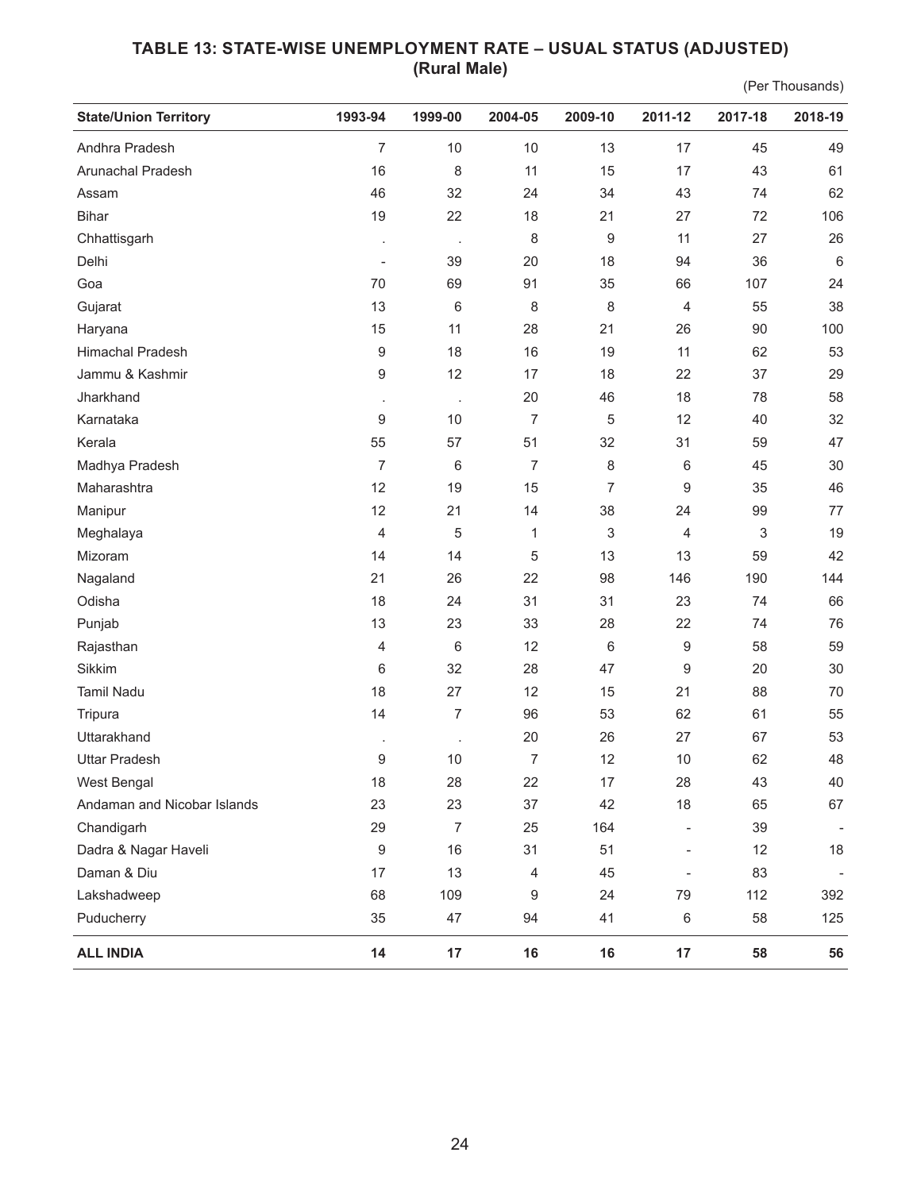## TABLE 13: STATE-WISE UNEMPLOYMENT RATE – USUAL STATUS (ADJUSTED)
### (Rural Male)

(Per Thousands)

| State/Union Territory | 1993-94 | 1999-00 | 2004-05 | 2009-10 | 2011-12 | 2017-18 | 2018-19 |
|---|---|---|---|---|---|---|---|
| Andhra Pradesh | 7 | 10 | 10 | 13 | 17 | 45 | 49 |
| Arunachal Pradesh | 16 | 8 | 11 | 15 | 17 | 43 | 61 |
| Assam | 46 | 32 | 24 | 34 | 43 | 74 | 62 |
| Bihar | 19 | 22 | 18 | 21 | 27 | 72 | 106 |
| Chhattisgarh | . | . | 8 | 9 | 11 | 27 | 26 |
| Delhi | - | 39 | 20 | 18 | 94 | 36 | 6 |
| Goa | 70 | 69 | 91 | 35 | 66 | 107 | 24 |
| Gujarat | 13 | 6 | 8 | 8 | 4 | 55 | 38 |
| Haryana | 15 | 11 | 28 | 21 | 26 | 90 | 100 |
| Himachal Pradesh | 9 | 18 | 16 | 19 | 11 | 62 | 53 |
| Jammu & Kashmir | 9 | 12 | 17 | 18 | 22 | 37 | 29 |
| Jharkhand | . | . | 20 | 46 | 18 | 78 | 58 |
| Karnataka | 9 | 10 | 7 | 5 | 12 | 40 | 32 |
| Kerala | 55 | 57 | 51 | 32 | 31 | 59 | 47 |
| Madhya Pradesh | 7 | 6 | 7 | 8 | 6 | 45 | 30 |
| Maharashtra | 12 | 19 | 15 | 7 | 9 | 35 | 46 |
| Manipur | 12 | 21 | 14 | 38 | 24 | 99 | 77 |
| Meghalaya | 4 | 5 | 1 | 3 | 4 | 3 | 19 |
| Mizoram | 14 | 14 | 5 | 13 | 13 | 59 | 42 |
| Nagaland | 21 | 26 | 22 | 98 | 146 | 190 | 144 |
| Odisha | 18 | 24 | 31 | 31 | 23 | 74 | 66 |
| Punjab | 13 | 23 | 33 | 28 | 22 | 74 | 76 |
| Rajasthan | 4 | 6 | 12 | 6 | 9 | 58 | 59 |
| Sikkim | 6 | 32 | 28 | 47 | 9 | 20 | 30 |
| Tamil Nadu | 18 | 27 | 12 | 15 | 21 | 88 | 70 |
| Tripura | 14 | 7 | 96 | 53 | 62 | 61 | 55 |
| Uttarakhand | . | . | 20 | 26 | 27 | 67 | 53 |
| Uttar Pradesh | 9 | 10 | 7 | 12 | 10 | 62 | 48 |
| West Bengal | 18 | 28 | 22 | 17 | 28 | 43 | 40 |
| Andaman and Nicobar Islands | 23 | 23 | 37 | 42 | 18 | 65 | 67 |
| Chandigarh | 29 | 7 | 25 | 164 | - | 39 | - |
| Dadra & Nagar Haveli | 9 | 16 | 31 | 51 | - | 12 | 18 |
| Daman & Diu | 17 | 13 | 4 | 45 | - | 83 | - |
| Lakshadweep | 68 | 109 | 9 | 24 | 79 | 112 | 392 |
| Puducherry | 35 | 47 | 94 | 41 | 6 | 58 | 125 |
| **ALL INDIA** | **14** | **17** | **16** | **16** | **17** | **58** | **56** |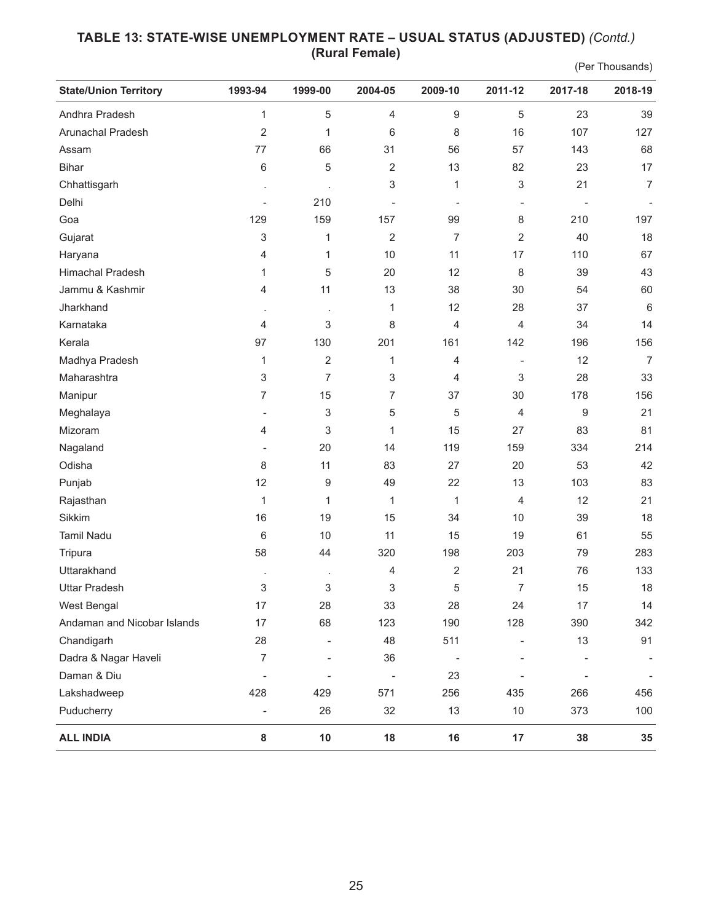**TABLE 13: STATE-WISE UNEMPLOYMENT RATE – USUAL STATUS (ADJUSTED)** *(Contd.)*
**(Rural Female)**

(Per Thousands)

| State/Union Territory | 1993-94 | 1999-00 | 2004-05 | 2009-10 | 2011-12 | 2017-18 | 2018-19 |
|---|---|---|---|---|---|---|---|
| Andhra Pradesh | 1 | 5 | 4 | 9 | 5 | 23 | 39 |
| Arunachal Pradesh | 2 | 1 | 6 | 8 | 16 | 107 | 127 |
| Assam | 77 | 66 | 31 | 56 | 57 | 143 | 68 |
| Bihar | 6 | 5 | 2 | 13 | 82 | 23 | 17 |
| Chhattisgarh | . | . | 3 | 1 | 3 | 21 | 7 |
| Delhi | - | 210 | - | - | - | - | - |
| Goa | 129 | 159 | 157 | 99 | 8 | 210 | 197 |
| Gujarat | 3 | 1 | 2 | 7 | 2 | 40 | 18 |
| Haryana | 4 | 1 | 10 | 11 | 17 | 110 | 67 |
| Himachal Pradesh | 1 | 5 | 20 | 12 | 8 | 39 | 43 |
| Jammu & Kashmir | 4 | 11 | 13 | 38 | 30 | 54 | 60 |
| Jharkhand | . | . | 1 | 12 | 28 | 37 | 6 |
| Karnataka | 4 | 3 | 8 | 4 | 4 | 34 | 14 |
| Kerala | 97 | 130 | 201 | 161 | 142 | 196 | 156 |
| Madhya Pradesh | 1 | 2 | 1 | 4 | - | 12 | 7 |
| Maharashtra | 3 | 7 | 3 | 4 | 3 | 28 | 33 |
| Manipur | 7 | 15 | 7 | 37 | 30 | 178 | 156 |
| Meghalaya | - | 3 | 5 | 5 | 4 | 9 | 21 |
| Mizoram | 4 | 3 | 1 | 15 | 27 | 83 | 81 |
| Nagaland | - | 20 | 14 | 119 | 159 | 334 | 214 |
| Odisha | 8 | 11 | 83 | 27 | 20 | 53 | 42 |
| Punjab | 12 | 9 | 49 | 22 | 13 | 103 | 83 |
| Rajasthan | 1 | 1 | 1 | 1 | 4 | 12 | 21 |
| Sikkim | 16 | 19 | 15 | 34 | 10 | 39 | 18 |
| Tamil Nadu | 6 | 10 | 11 | 15 | 19 | 61 | 55 |
| Tripura | 58 | 44 | 320 | 198 | 203 | 79 | 283 |
| Uttarakhand | . | . | 4 | 2 | 21 | 76 | 133 |
| Uttar Pradesh | 3 | 3 | 3 | 5 | 7 | 15 | 18 |
| West Bengal | 17 | 28 | 33 | 28 | 24 | 17 | 14 |
| Andaman and Nicobar Islands | 17 | 68 | 123 | 190 | 128 | 390 | 342 |
| Chandigarh | 28 | - | 48 | 511 | - | 13 | 91 |
| Dadra & Nagar Haveli | 7 | - | 36 | - | - | - | - |
| Daman & Diu | - | - | - | 23 | - | - | - |
| Lakshadweep | 428 | 429 | 571 | 256 | 435 | 266 | 456 |
| Puducherry | - | 26 | 32 | 13 | 10 | 373 | 100 |
| **ALL INDIA** | **8** | **10** | **18** | **16** | **17** | **38** | **35** |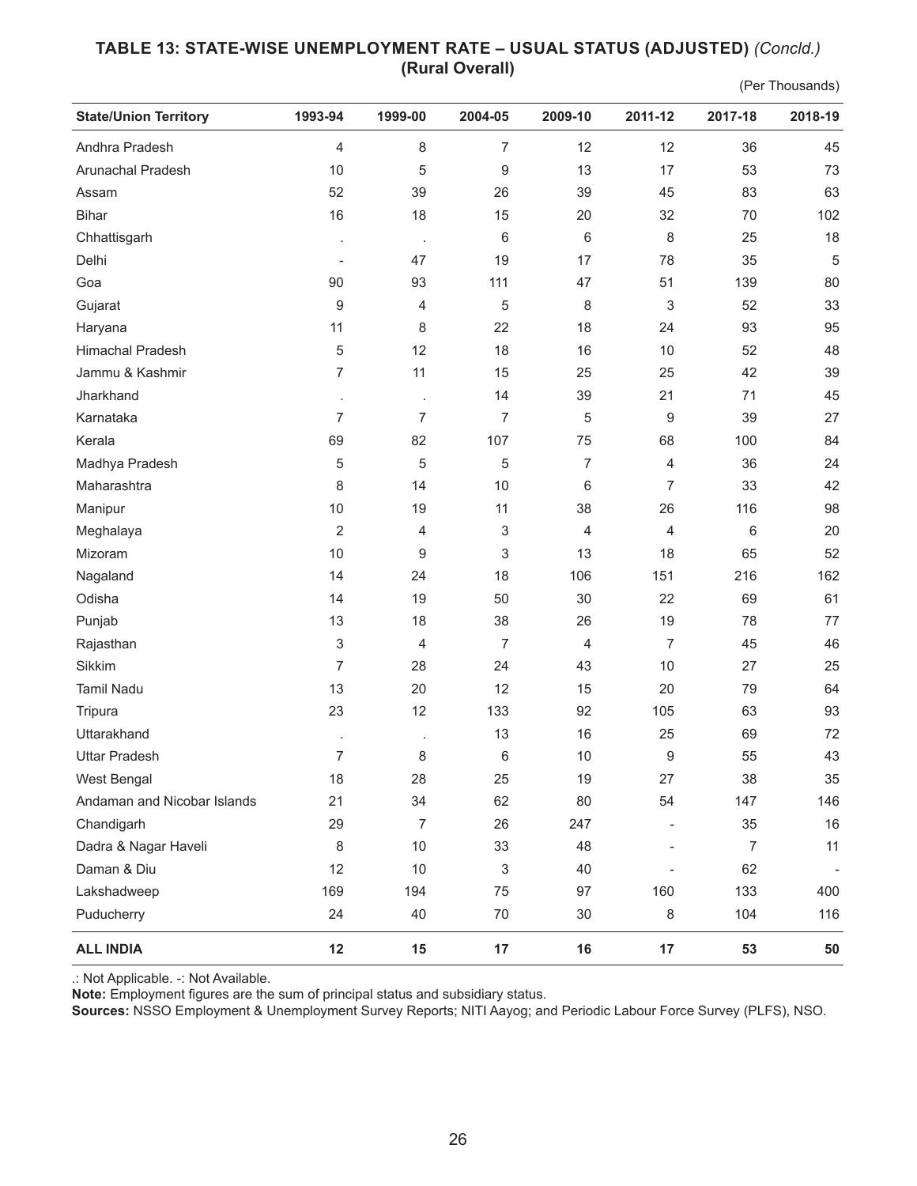## TABLE 13: STATE-WISE UNEMPLOYMENT RATE – USUAL STATUS (ADJUSTED) *(Concld.)*

**(Rural Overall)**

(Per Thousands)

| State/Union Territory | 1993-94 | 1999-00 | 2004-05 | 2009-10 | 2011-12 | 2017-18 | 2018-19 |
|---|---|---|---|---|---|---|---|
| Andhra Pradesh | 4 | 8 | 7 | 12 | 12 | 36 | 45 |
| Arunachal Pradesh | 10 | 5 | 9 | 13 | 17 | 53 | 73 |
| Assam | 52 | 39 | 26 | 39 | 45 | 83 | 63 |
| Bihar | 16 | 18 | 15 | 20 | 32 | 70 | 102 |
| Chhattisgarh | . | . | 6 | 6 | 8 | 25 | 18 |
| Delhi | - | 47 | 19 | 17 | 78 | 35 | 5 |
| Goa | 90 | 93 | 111 | 47 | 51 | 139 | 80 |
| Gujarat | 9 | 4 | 5 | 8 | 3 | 52 | 33 |
| Haryana | 11 | 8 | 22 | 18 | 24 | 93 | 95 |
| Himachal Pradesh | 5 | 12 | 18 | 16 | 10 | 52 | 48 |
| Jammu & Kashmir | 7 | 11 | 15 | 25 | 25 | 42 | 39 |
| Jharkhand | . | . | 14 | 39 | 21 | 71 | 45 |
| Karnataka | 7 | 7 | 7 | 5 | 9 | 39 | 27 |
| Kerala | 69 | 82 | 107 | 75 | 68 | 100 | 84 |
| Madhya Pradesh | 5 | 5 | 5 | 7 | 4 | 36 | 24 |
| Maharashtra | 8 | 14 | 10 | 6 | 7 | 33 | 42 |
| Manipur | 10 | 19 | 11 | 38 | 26 | 116 | 98 |
| Meghalaya | 2 | 4 | 3 | 4 | 4 | 6 | 20 |
| Mizoram | 10 | 9 | 3 | 13 | 18 | 65 | 52 |
| Nagaland | 14 | 24 | 18 | 106 | 151 | 216 | 162 |
| Odisha | 14 | 19 | 50 | 30 | 22 | 69 | 61 |
| Punjab | 13 | 18 | 38 | 26 | 19 | 78 | 77 |
| Rajasthan | 3 | 4 | 7 | 4 | 7 | 45 | 46 |
| Sikkim | 7 | 28 | 24 | 43 | 10 | 27 | 25 |
| Tamil Nadu | 13 | 20 | 12 | 15 | 20 | 79 | 64 |
| Tripura | 23 | 12 | 133 | 92 | 105 | 63 | 93 |
| Uttarakhand | . | . | 13 | 16 | 25 | 69 | 72 |
| Uttar Pradesh | 7 | 8 | 6 | 10 | 9 | 55 | 43 |
| West Bengal | 18 | 28 | 25 | 19 | 27 | 38 | 35 |
| Andaman and Nicobar Islands | 21 | 34 | 62 | 80 | 54 | 147 | 146 |
| Chandigarh | 29 | 7 | 26 | 247 | - | 35 | 16 |
| Dadra & Nagar Haveli | 8 | 10 | 33 | 48 | - | 7 | 11 |
| Daman & Diu | 12 | 10 | 3 | 40 | - | 62 | - |
| Lakshadweep | 169 | 194 | 75 | 97 | 160 | 133 | 400 |
| Puducherry | 24 | 40 | 70 | 30 | 8 | 104 | 116 |
| **ALL INDIA** | **12** | **15** | **17** | **16** | **17** | **53** | **50** |

.: Not Applicable. -: Not Available.

**Note:** Employment figures are the sum of principal status and subsidiary status.

**Sources:** NSSO Employment & Unemployment Survey Reports; NITI Aayog; and Periodic Labour Force Survey (PLFS), NSO.